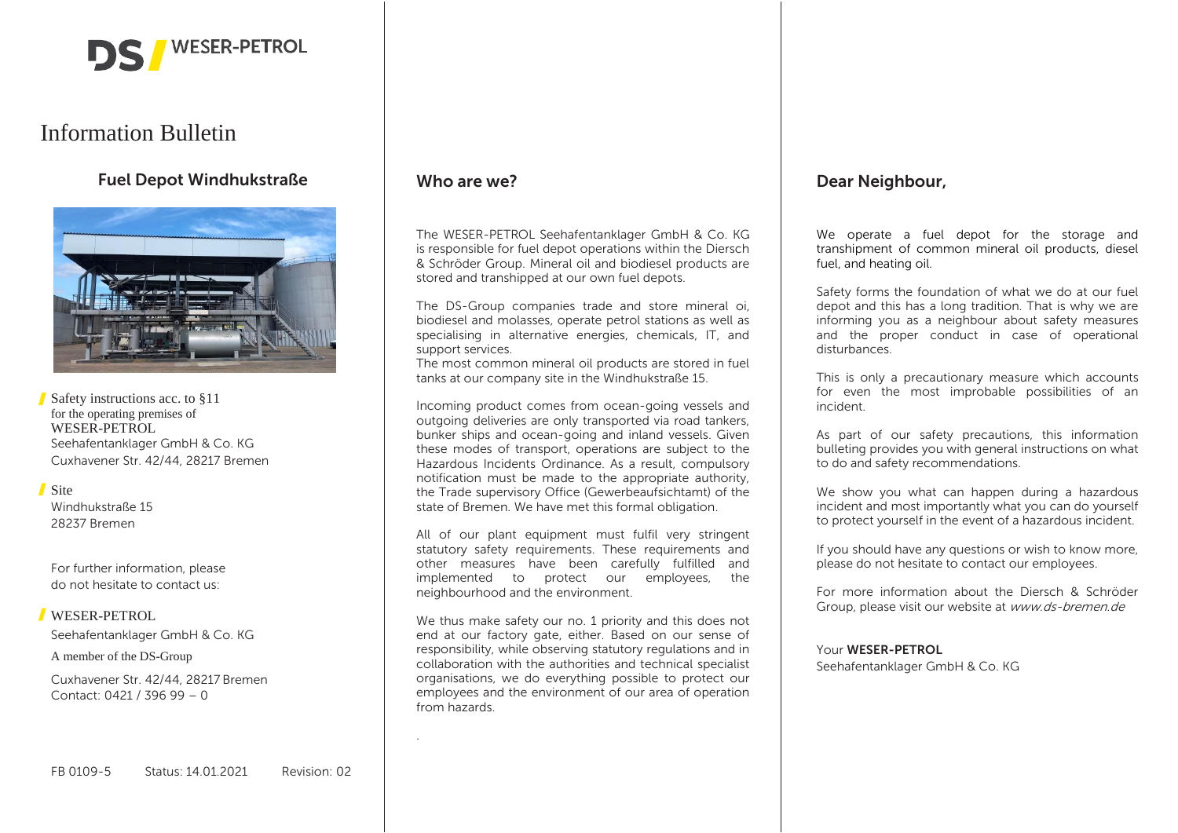DS / WESER-PETROL

# Information Bulletin

## Fuel Depot Windhukstraße

Safety instructions acc. to §11
for the operating premises of
WESER-PETROL
Seehafentanklager GmbH & Co. KG
Cuxhavener Str. 42/44, 28217 Bremen

Site
Windhukstraße 15
28237 Bremen

For further information, please
do not hesitate to contact us:

WESER-PETROL
Seehafentanklager GmbH & Co. KG
A member of the DS-Group
Cuxhavener Str. 42/44, 28217 Bremen
Contact: 0421 / 396 99 – 0

FB 0109-5 Status: 14.01.2021 Revision: 02

## Who are we?

The WESER-PETROL Seehafentanklager GmbH & Co. KG is responsible for fuel depot operations within the Diersch & Schröder Group. Mineral oil and biodiesel products are stored and transhipped at our own fuel depots.

The DS-Group companies trade and store mineral oi, biodiesel and molasses, operate petrol stations as well as specialising in alternative energies, chemicals, IT, and support services.
The most common mineral oil products are stored in fuel tanks at our company site in the Windhukstraße 15.

Incoming product comes from ocean-going vessels and outgoing deliveries are only transported via road tankers, bunker ships and ocean-going and inland vessels. Given these modes of transport, operations are subject to the Hazardous Incidents Ordinance. As a result, compulsory notification must be made to the appropriate authority, the Trade supervisory Office (Gewerbeaufsichtamt) of the state of Bremen. We have met this formal obligation.

All of our plant equipment must fulfil very stringent statutory safety requirements. These requirements and other measures have been carefully fulfilled and implemented to protect our employees, the neighbourhood and the environment.

We thus make safety our no. 1 priority and this does not end at our factory gate, either. Based on our sense of responsibility, while observing statutory regulations and in collaboration with the authorities and technical specialist organisations, we do everything possible to protect our employees and the environment of our area of operation from hazards.

## Dear Neighbour,

We operate a fuel depot for the storage and transhipment of common mineral oil products, diesel fuel, and heating oil.

Safety forms the foundation of what we do at our fuel depot and this has a long tradition. That is why we are informing you as a neighbour about safety measures and the proper conduct in case of operational disturbances.

This is only a precautionary measure which accounts for even the most improbable possibilities of an incident.

As part of our safety precautions, this information bulleting provides you with general instructions on what to do and safety recommendations.

We show you what can happen during a hazardous incident and most importantly what you can do yourself to protect yourself in the event of a hazardous incident.

If you should have any questions or wish to know more, please do not hesitate to contact our employees.

For more information about the Diersch & Schröder Group, please visit our website at *www.ds-bremen.de*

Your **WESER-PETROL**
Seehafentanklager GmbH & Co. KG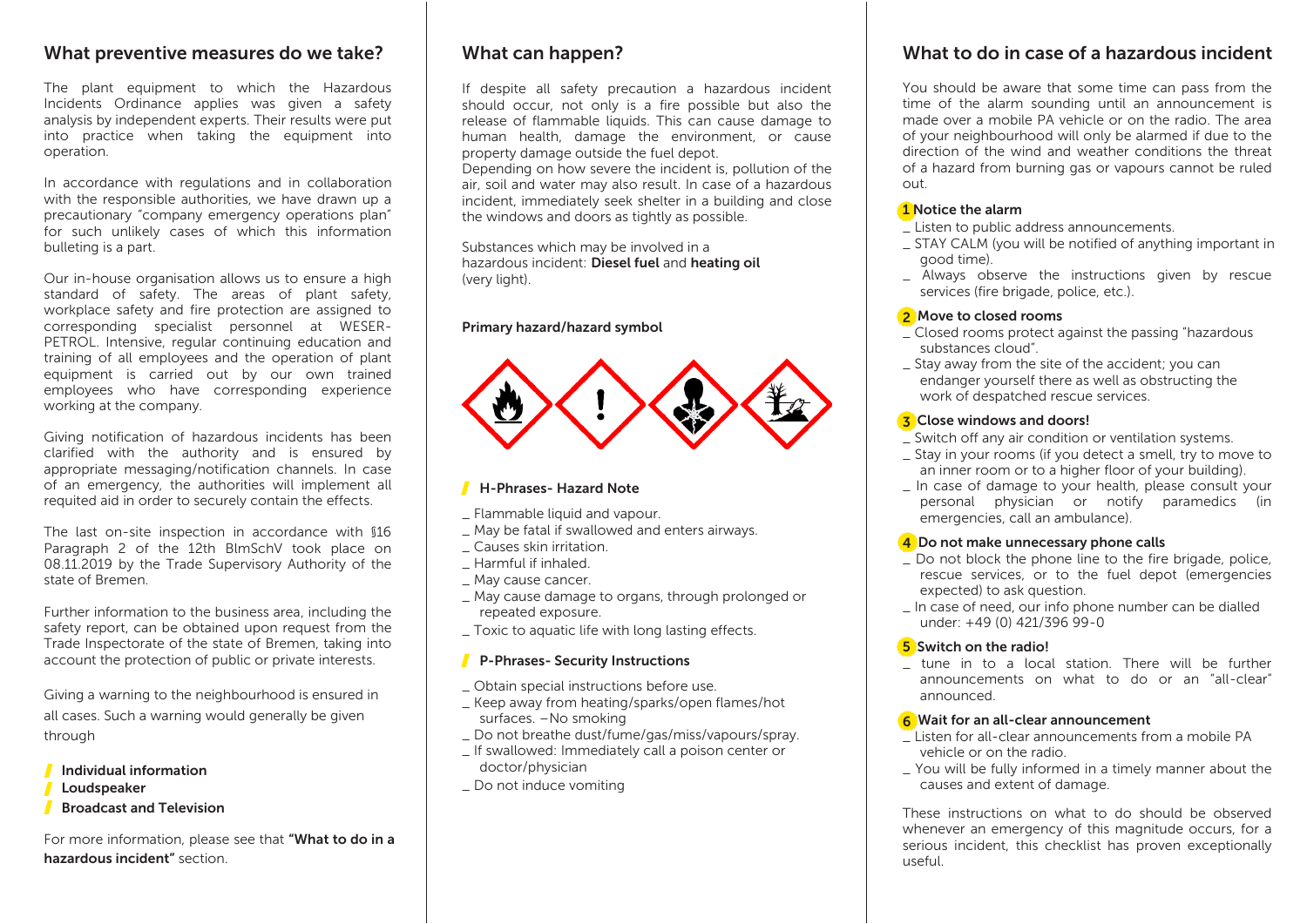## What preventive measures do we take?

The plant equipment to which the Hazardous Incidents Ordinance applies was given a safety analysis by independent experts. Their results were put into practice when taking the equipment into operation.

In accordance with regulations and in collaboration with the responsible authorities, we have drawn up a precautionary "company emergency operations plan" for such unlikely cases of which this information bulleting is a part.

Our in-house organisation allows us to ensure a high standard of safety. The areas of plant safety, workplace safety and fire protection are assigned to corresponding specialist personnel at WESER-PETROL. Intensive, regular continuing education and training of all employees and the operation of plant equipment is carried out by our own trained employees who have corresponding experience working at the company.

Giving notification of hazardous incidents has been clarified with the authority and is ensured by appropriate messaging/notification channels. In case of an emergency, the authorities will implement all requited aid in order to securely contain the effects.

The last on-site inspection in accordance with §16 Paragraph 2 of the 12th BlmSchV took place on 08.11.2019 by the Trade Supervisory Authority of the state of Bremen.

Further information to the business area, including the safety report, can be obtained upon request from the Trade Inspectorate of the state of Bremen, taking into account the protection of public or private interests.

Giving a warning to the neighbourhood is ensured in all cases. Such a warning would generally be given through

- **Individual information**
- **Loudspeaker**
- **Broadcast and Television**

For more information, please see that **"What to do in a hazardous incident"** section.

## What can happen?

If despite all safety precaution a hazardous incident should occur, not only is a fire possible but also the release of flammable liquids. This can cause damage to human health, damage the environment, or cause property damage outside the fuel depot.
Depending on how severe the incident is, pollution of the air, soil and water may also result. In case of a hazardous incident, immediately seek shelter in a building and close the windows and doors as tightly as possible.

Substances which may be involved in a hazardous incident: **Diesel fuel** and **heating oil** (very light).

**Primary hazard/hazard symbol**

### H-Phrases- Hazard Note

_ Flammable liquid and vapour.
_ May be fatal if swallowed and enters airways.
_ Causes skin irritation.
_ Harmful if inhaled.
_ May cause cancer.
_ May cause damage to organs, through prolonged or repeated exposure.
_ Toxic to aquatic life with long lasting effects.

### P-Phrases- Security Instructions

_ Obtain special instructions before use.
_ Keep away from heating/sparks/open flames/hot surfaces. –No smoking
_ Do not breathe dust/fume/gas/miss/vapours/spray.
_ If swallowed: Immediately call a poison center or doctor/physician
_ Do not induce vomiting

## What to do in case of a hazardous incident

You should be aware that some time can pass from the time of the alarm sounding until an announcement is made over a mobile PA vehicle or on the radio. The area of your neighbourhood will only be alarmed if due to the direction of the wind and weather conditions the threat of a hazard from burning gas or vapours cannot be ruled out.

**1 Notice the alarm**
_ Listen to public address announcements.
_ STAY CALM (you will be notified of anything important in good time).
_ Always observe the instructions given by rescue services (fire brigade, police, etc.).

**2 Move to closed rooms**
_ Closed rooms protect against the passing "hazardous substances cloud".
_ Stay away from the site of the accident; you can endanger yourself there as well as obstructing the work of despatched rescue services.

**3 Close windows and doors!**
_ Switch off any air condition or ventilation systems.
_ Stay in your rooms (if you detect a smell, try to move to an inner room or to a higher floor of your building).
_ In case of damage to your health, please consult your personal physician or notify paramedics (in emergencies, call an ambulance).

**4 Do not make unnecessary phone calls**
_ Do not block the phone line to the fire brigade, police, rescue services, or to the fuel depot (emergencies expected) to ask question.
_ In case of need, our info phone number can be dialled under: +49 (0) 421/396 99-0

**5 Switch on the radio!**
_ tune in to a local station. There will be further announcements on what to do or an "all-clear" announced.

**6 Wait for an all-clear announcement**
_ Listen for all-clear announcements from a mobile PA vehicle or on the radio.
_ You will be fully informed in a timely manner about the causes and extent of damage.

These instructions on what to do should be observed whenever an emergency of this magnitude occurs, for a serious incident, this checklist has proven exceptionally useful.